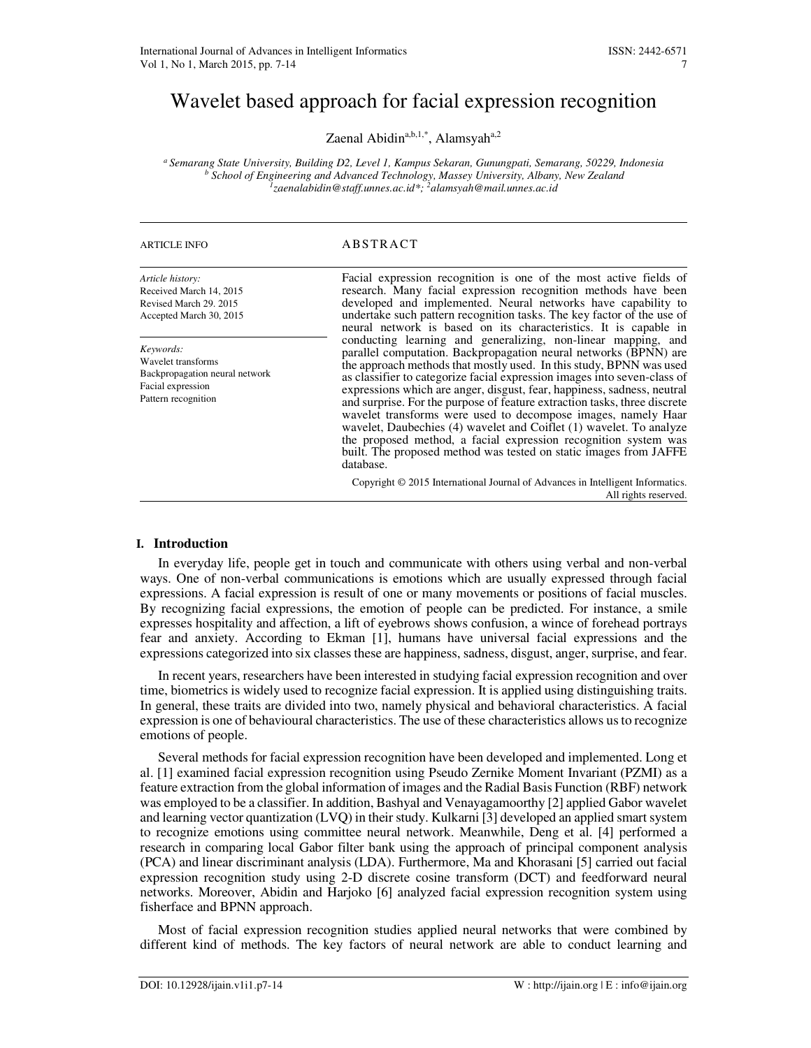# Wavelet based approach for facial expression recognition

Zaenal Abidin[a,b,1,*], Alamsyah[a,2]

[a] Semarang State University, Building D2, Level 1, Kampus Sekaran, Gunungpati, Semarang, 50229, Indonesia
[b] School of Engineering and Advanced Technology, Massey University, Albany, New Zealand
[1] zaenalabidin@staff.unnes.ac.id*; [2] alamsyah@mail.unnes.ac.id

ARTICLE INFO

*Article history:*
Received March 14, 2015
Revised March 29. 2015
Accepted March 30, 2015

*Keywords:*
Wavelet transforms
Backpropagation neural network
Facial expression
Pattern recognition

ABSTRACT

Facial expression recognition is one of the most active fields of research. Many facial expression recognition methods have been developed and implemented. Neural networks have capability to undertake such pattern recognition tasks. The key factor of the use of neural network is based on its characteristics. It is capable in conducting learning and generalizing, non-linear mapping, and parallel computation. Backpropagation neural networks (BPNN) are the approach methods that mostly used. In this study, BPNN was used as classifier to categorize facial expression images into seven-class of expressions which are anger, disgust, fear, happiness, sadness, neutral and surprise. For the purpose of feature extraction tasks, three discrete wavelet transforms were used to decompose images, namely Haar wavelet, Daubechies (4) wavelet and Coiflet (1) wavelet. To analyze the proposed method, a facial expression recognition system was built. The proposed method was tested on static images from JAFFE database.

Copyright © 2015 International Journal of Advances in Intelligent Informatics. All rights reserved.

## I. Introduction

In everyday life, people get in touch and communicate with others using verbal and non-verbal ways. One of non-verbal communications is emotions which are usually expressed through facial expressions. A facial expression is result of one or many movements or positions of facial muscles. By recognizing facial expressions, the emotion of people can be predicted. For instance, a smile expresses hospitality and affection, a lift of eyebrows shows confusion, a wince of forehead portrays fear and anxiety. According to Ekman [1], humans have universal facial expressions and the expressions categorized into six classes these are happiness, sadness, disgust, anger, surprise, and fear.

In recent years, researchers have been interested in studying facial expression recognition and over time, biometrics is widely used to recognize facial expression. It is applied using distinguishing traits. In general, these traits are divided into two, namely physical and behavioral characteristics. A facial expression is one of behavioural characteristics. The use of these characteristics allows us to recognize emotions of people.

Several methods for facial expression recognition have been developed and implemented. Long et al. [1] examined facial expression recognition using Pseudo Zernike Moment Invariant (PZMI) as a feature extraction from the global information of images and the Radial Basis Function (RBF) network was employed to be a classifier. In addition, Bashyal and Venayagamoorthy [2] applied Gabor wavelet and learning vector quantization (LVQ) in their study. Kulkarni [3] developed an applied smart system to recognize emotions using committee neural network. Meanwhile, Deng et al. [4] performed a research in comparing local Gabor filter bank using the approach of principal component analysis (PCA) and linear discriminant analysis (LDA). Furthermore, Ma and Khorasani [5] carried out facial expression recognition study using 2-D discrete cosine transform (DCT) and feedforward neural networks. Moreover, Abidin and Harjoko [6] analyzed facial expression recognition system using fisherface and BPNN approach.

Most of facial expression recognition studies applied neural networks that were combined by different kind of methods. The key factors of neural network are able to conduct learning and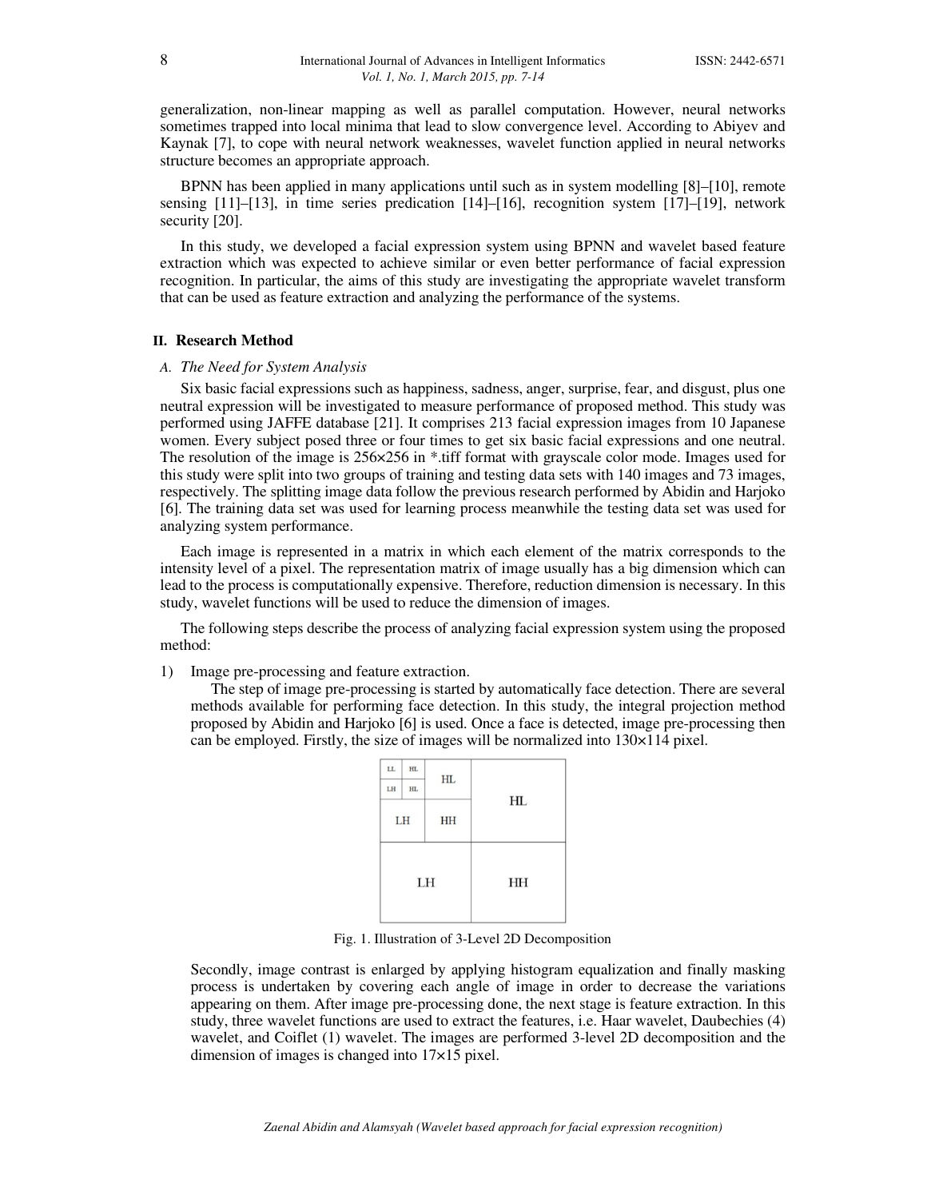generalization, non-linear mapping as well as parallel computation. However, neural networks sometimes trapped into local minima that lead to slow convergence level. According to Abiyev and Kaynak [7], to cope with neural network weaknesses, wavelet function applied in neural networks structure becomes an appropriate approach.

BPNN has been applied in many applications until such as in system modelling [8]–[10], remote sensing [11]–[13], in time series predication [14]–[16], recognition system [17]–[19], network security [20].

In this study, we developed a facial expression system using BPNN and wavelet based feature extraction which was expected to achieve similar or even better performance of facial expression recognition. In particular, the aims of this study are investigating the appropriate wavelet transform that can be used as feature extraction and analyzing the performance of the systems.

## II. Research Method

### A. *The Need for System Analysis*

Six basic facial expressions such as happiness, sadness, anger, surprise, fear, and disgust, plus one neutral expression will be investigated to measure performance of proposed method. This study was performed using JAFFE database [21]. It comprises 213 facial expression images from 10 Japanese women. Every subject posed three or four times to get six basic facial expressions and one neutral. The resolution of the image is 256×256 in *.tiff format with grayscale color mode. Images used for this study were split into two groups of training and testing data sets with 140 images and 73 images, respectively. The splitting image data follow the previous research performed by Abidin and Harjoko [6]. The training data set was used for learning process meanwhile the testing data set was used for analyzing system performance.

Each image is represented in a matrix in which each element of the matrix corresponds to the intensity level of a pixel. The representation matrix of image usually has a big dimension which can lead to the process is computationally expensive. Therefore, reduction dimension is necessary. In this study, wavelet functions will be used to reduce the dimension of images.

The following steps describe the process of analyzing facial expression system using the proposed method:

1) Image pre-processing and feature extraction.

   The step of image pre-processing is started by automatically face detection. There are several methods available for performing face detection. In this study, the integral projection method proposed by Abidin and Harjoko [6] is used. Once a face is detected, image pre-processing then can be employed. Firstly, the size of images will be normalized into 130×114 pixel.

   LL HL LH HL HL LH HH HL LH HH

   Fig. 1. Illustration of 3-Level 2D Decomposition

   Secondly, image contrast is enlarged by applying histogram equalization and finally masking process is undertaken by covering each angle of image in order to decrease the variations appearing on them. After image pre-processing done, the next stage is feature extraction. In this study, three wavelet functions are used to extract the features, i.e. Haar wavelet, Daubechies (4) wavelet, and Coiflet (1) wavelet. The images are performed 3-level 2D decomposition and the dimension of images is changed into 17×15 pixel.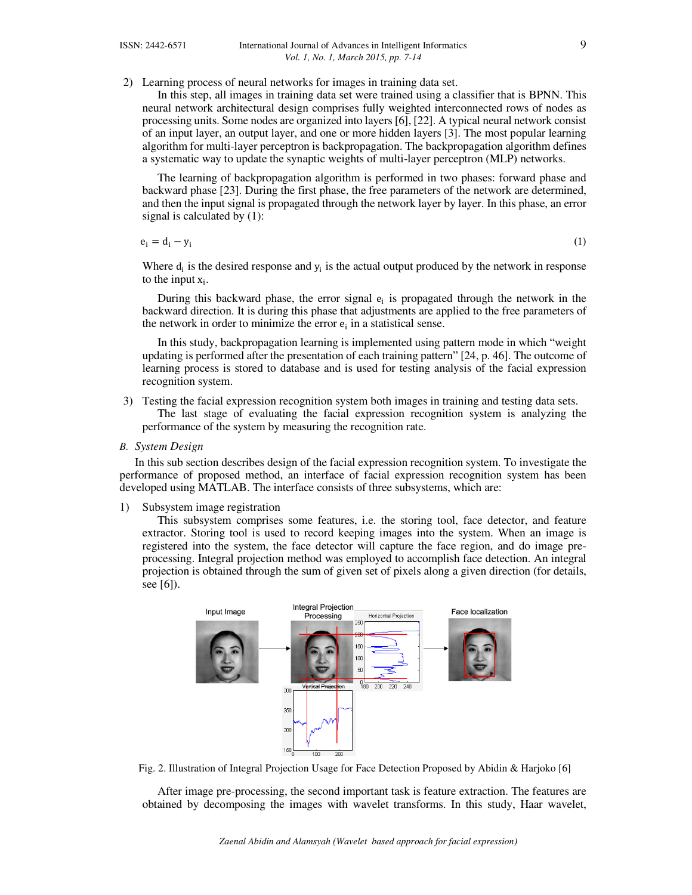2) Learning process of neural networks for images in training data set.

In this step, all images in training data set were trained using a classifier that is BPNN. This neural network architectural design comprises fully weighted interconnected rows of nodes as processing units. Some nodes are organized into layers [6], [22]. A typical neural network consist of an input layer, an output layer, and one or more hidden layers [3]. The most popular learning algorithm for multi-layer perceptron is backpropagation. The backpropagation algorithm defines a systematic way to update the synaptic weights of multi-layer perceptron (MLP) networks.

The learning of backpropagation algorithm is performed in two phases: forward phase and backward phase [23]. During the first phase, the free parameters of the network are determined, and then the input signal is propagated through the network layer by layer. In this phase, an error signal is calculated by (1):

$$e_i = d_i - y_i \tag{1}$$

Where $d_i$ is the desired response and $y_i$ is the actual output produced by the network in response to the input $x_i$.

During this backward phase, the error signal $e_i$ is propagated through the network in the backward direction. It is during this phase that adjustments are applied to the free parameters of the network in order to minimize the error $e_i$ in a statistical sense.

In this study, backpropagation learning is implemented using pattern mode in which "weight updating is performed after the presentation of each training pattern" [24, p. 46]. The outcome of learning process is stored to database and is used for testing analysis of the facial expression recognition system.

3) Testing the facial expression recognition system both images in training and testing data sets.

The last stage of evaluating the facial expression recognition system is analyzing the performance of the system by measuring the recognition rate.

### B. System Design

In this sub section describes design of the facial expression recognition system. To investigate the performance of proposed method, an interface of facial expression recognition system has been developed using MATLAB. The interface consists of three subsystems, which are:

1) Subsystem image registration

This subsystem comprises some features, i.e. the storing tool, face detector, and feature extractor. Storing tool is used to record keeping images into the system. When an image is registered into the system, the face detector will capture the face region, and do image pre-processing. Integral projection method was employed to accomplish face detection. An integral projection is obtained through the sum of given set of pixels along a given direction (for details, see [6]).

Input Image

Integral Projection Processing

Horizontal Projection

Vertical Projection

Face localization

Fig. 2. Illustration of Integral Projection Usage for Face Detection Proposed by Abidin & Harjoko [6]

After image pre-processing, the second important task is feature extraction. The features are obtained by decomposing the images with wavelet transforms. In this study, Haar wavelet,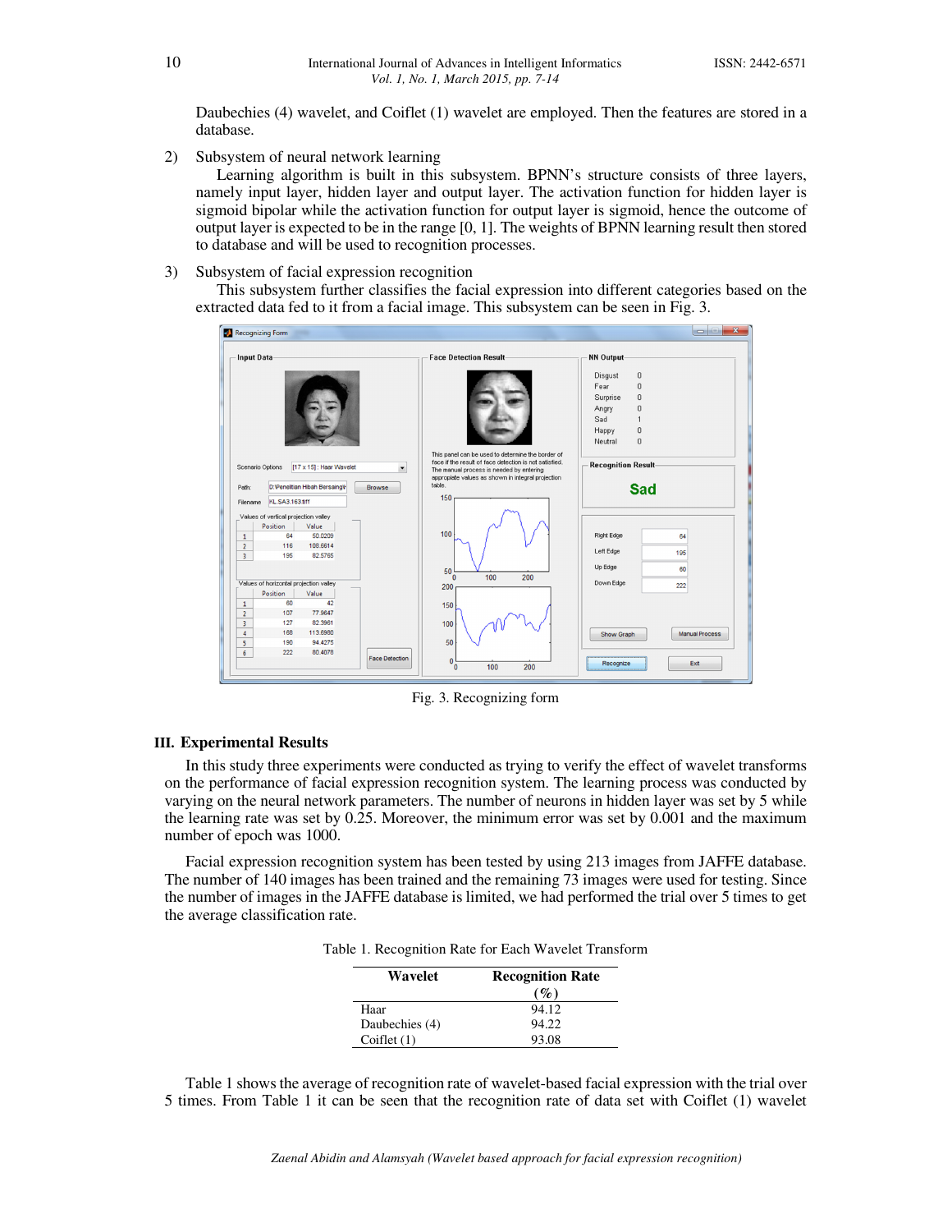Daubechies (4) wavelet, and Coiflet (1) wavelet are employed. Then the features are stored in a database.

2) Subsystem of neural network learning

   Learning algorithm is built in this subsystem. BPNN's structure consists of three layers, namely input layer, hidden layer and output layer. The activation function for hidden layer is sigmoid bipolar while the activation function for output layer is sigmoid, hence the outcome of output layer is expected to be in the range [0, 1]. The weights of BPNN learning result then stored to database and will be used to recognition processes.

3) Subsystem of facial expression recognition

   This subsystem further classifies the facial expression into different categories based on the extracted data fed to it from a facial image. This subsystem can be seen in Fig. 3.

Fig. 3. Recognizing form

## III. Experimental Results

In this study three experiments were conducted as trying to verify the effect of wavelet transforms on the performance of facial expression recognition system. The learning process was conducted by varying on the neural network parameters. The number of neurons in hidden layer was set by 5 while the learning rate was set by 0.25. Moreover, the minimum error was set by 0.001 and the maximum number of epoch was 1000.

Facial expression recognition system has been tested by using 213 images from JAFFE database. The number of 140 images has been trained and the remaining 73 images were used for testing. Since the number of images in the JAFFE database is limited, we had performed the trial over 5 times to get the average classification rate.

Table 1. Recognition Rate for Each Wavelet Transform

| Wavelet | Recognition Rate (%) |
|---|---|
| Haar | 94.12 |
| Daubechies (4) | 94.22 |
| Coiflet (1) | 93.08 |

Table 1 shows the average of recognition rate of wavelet-based facial expression with the trial over 5 times. From Table 1 it can be seen that the recognition rate of data set with Coiflet (1) wavelet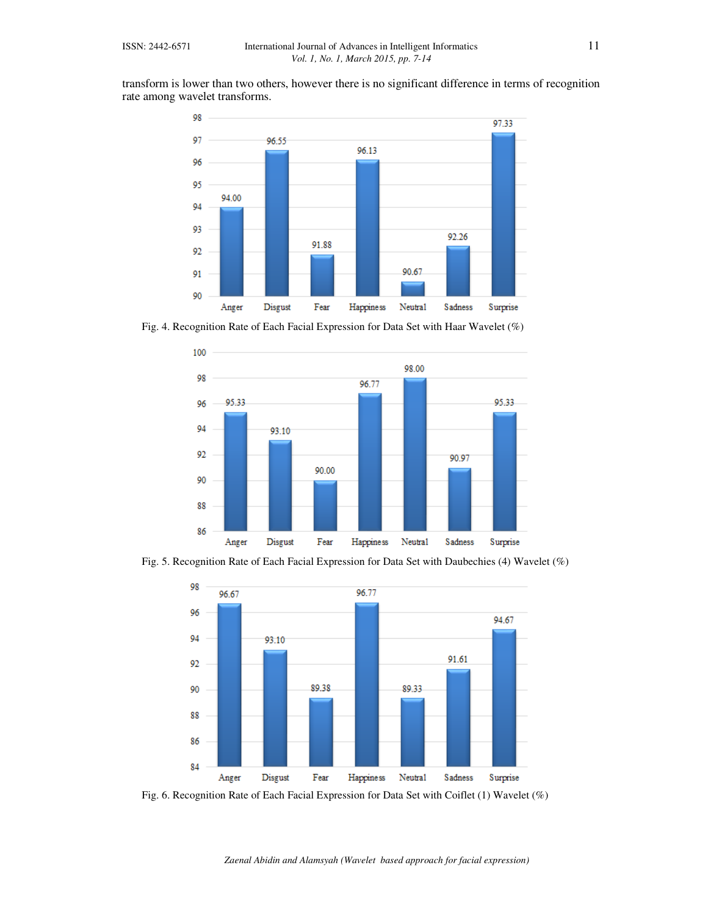transform is lower than two others, however there is no significant difference in terms of recognition rate among wavelet transforms.

98
97
96
95
94
93
92
91
90

94.00
96.55
91.88
96.13
90.67
92.26
97.33

Anger Disgust Fear Happiness Neutral Sadness Surprise

Fig. 4. Recognition Rate of Each Facial Expression for Data Set with Haar Wavelet (%)

100
98
96
94
92
90
88
86

95.33
93.10
90.00
96.77
98.00
90.97
95.33

Anger Disgust Fear Happiness Neutral Sadness Surprise

Fig. 5. Recognition Rate of Each Facial Expression for Data Set with Daubechies (4) Wavelet (%)

98
96
94
92
90
88
86
84

96.67
93.10
89.38
96.77
89.33
91.61
94.67

Anger Disgust Fear Happiness Neutral Sadness Surprise

Fig. 6. Recognition Rate of Each Facial Expression for Data Set with Coiflet (1) Wavelet (%)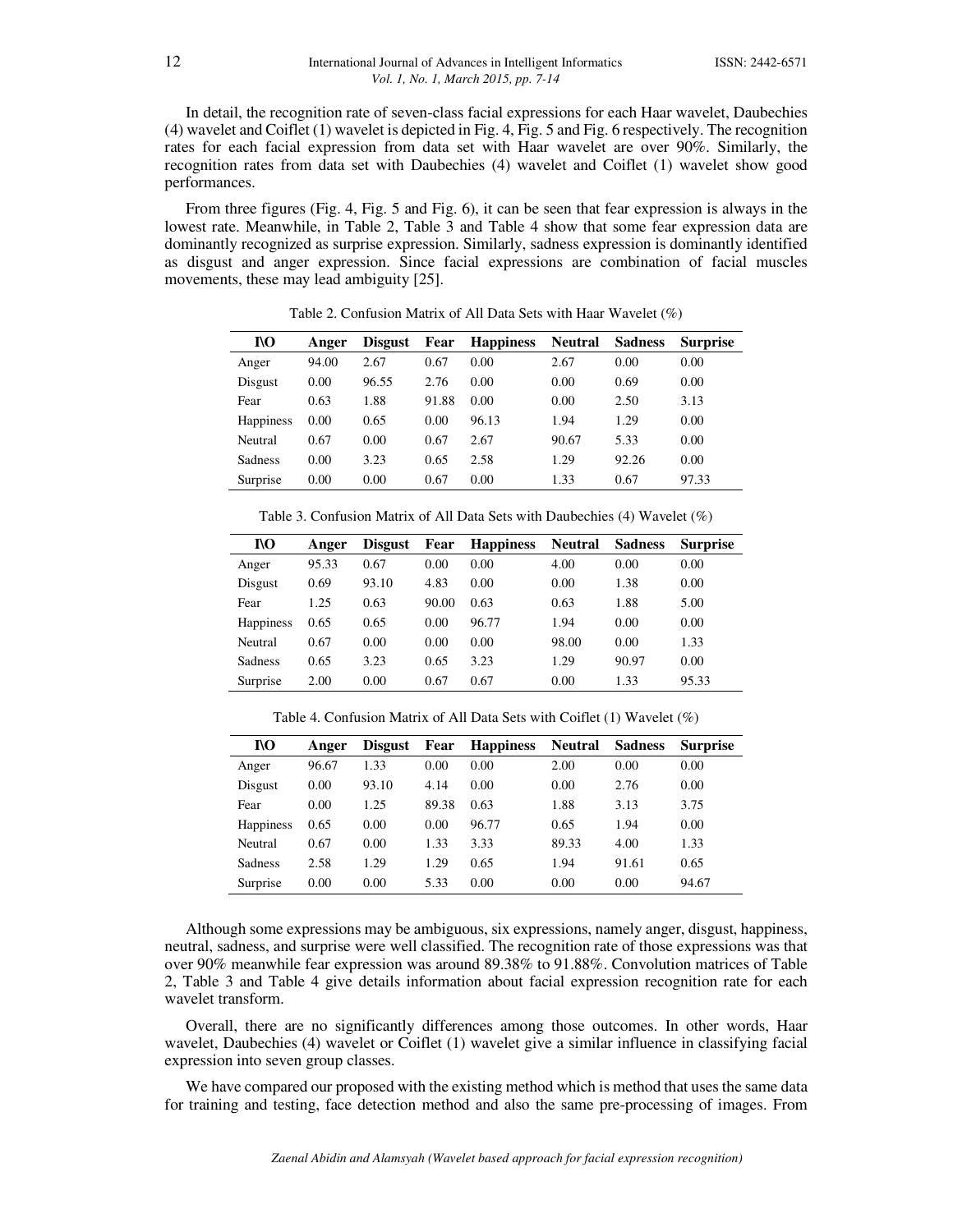In detail, the recognition rate of seven-class facial expressions for each Haar wavelet, Daubechies (4) wavelet and Coiflet (1) wavelet is depicted in Fig. 4, Fig. 5 and Fig. 6 respectively. The recognition rates for each facial expression from data set with Haar wavelet are over 90%. Similarly, the recognition rates from data set with Daubechies (4) wavelet and Coiflet (1) wavelet show good performances.

From three figures (Fig. 4, Fig. 5 and Fig. 6), it can be seen that fear expression is always in the lowest rate. Meanwhile, in Table 2, Table 3 and Table 4 show that some fear expression data are dominantly recognized as surprise expression. Similarly, sadness expression is dominantly identified as disgust and anger expression. Since facial expressions are combination of facial muscles movements, these may lead ambiguity [25].

Table 2. Confusion Matrix of All Data Sets with Haar Wavelet (%)

| I\O | Anger | Disgust | Fear | Happiness | Neutral | Sadness | Surprise |
|---|---|---|---|---|---|---|---|
| Anger | 94.00 | 2.67 | 0.67 | 0.00 | 2.67 | 0.00 | 0.00 |
| Disgust | 0.00 | 96.55 | 2.76 | 0.00 | 0.00 | 0.69 | 0.00 |
| Fear | 0.63 | 1.88 | 91.88 | 0.00 | 0.00 | 2.50 | 3.13 |
| Happiness | 0.00 | 0.65 | 0.00 | 96.13 | 1.94 | 1.29 | 0.00 |
| Neutral | 0.67 | 0.00 | 0.67 | 2.67 | 90.67 | 5.33 | 0.00 |
| Sadness | 0.00 | 3.23 | 0.65 | 2.58 | 1.29 | 92.26 | 0.00 |
| Surprise | 0.00 | 0.00 | 0.67 | 0.00 | 1.33 | 0.67 | 97.33 |

Table 3. Confusion Matrix of All Data Sets with Daubechies (4) Wavelet (%)

| I\O | Anger | Disgust | Fear | Happiness | Neutral | Sadness | Surprise |
|---|---|---|---|---|---|---|---|
| Anger | 95.33 | 0.67 | 0.00 | 0.00 | 4.00 | 0.00 | 0.00 |
| Disgust | 0.69 | 93.10 | 4.83 | 0.00 | 0.00 | 1.38 | 0.00 |
| Fear | 1.25 | 0.63 | 90.00 | 0.63 | 0.63 | 1.88 | 5.00 |
| Happiness | 0.65 | 0.65 | 0.00 | 96.77 | 1.94 | 0.00 | 0.00 |
| Neutral | 0.67 | 0.00 | 0.00 | 0.00 | 98.00 | 0.00 | 1.33 |
| Sadness | 0.65 | 3.23 | 0.65 | 3.23 | 1.29 | 90.97 | 0.00 |
| Surprise | 2.00 | 0.00 | 0.67 | 0.67 | 0.00 | 1.33 | 95.33 |

Table 4. Confusion Matrix of All Data Sets with Coiflet (1) Wavelet (%)

| I\O | Anger | Disgust | Fear | Happiness | Neutral | Sadness | Surprise |
|---|---|---|---|---|---|---|---|
| Anger | 96.67 | 1.33 | 0.00 | 0.00 | 2.00 | 0.00 | 0.00 |
| Disgust | 0.00 | 93.10 | 4.14 | 0.00 | 0.00 | 2.76 | 0.00 |
| Fear | 0.00 | 1.25 | 89.38 | 0.63 | 1.88 | 3.13 | 3.75 |
| Happiness | 0.65 | 0.00 | 0.00 | 96.77 | 0.65 | 1.94 | 0.00 |
| Neutral | 0.67 | 0.00 | 1.33 | 3.33 | 89.33 | 4.00 | 1.33 |
| Sadness | 2.58 | 1.29 | 1.29 | 0.65 | 1.94 | 91.61 | 0.65 |
| Surprise | 0.00 | 0.00 | 5.33 | 0.00 | 0.00 | 0.00 | 94.67 |

Although some expressions may be ambiguous, six expressions, namely anger, disgust, happiness, neutral, sadness, and surprise were well classified. The recognition rate of those expressions was that over 90% meanwhile fear expression was around 89.38% to 91.88%. Convolution matrices of Table 2, Table 3 and Table 4 give details information about facial expression recognition rate for each wavelet transform.

Overall, there are no significantly differences among those outcomes. In other words, Haar wavelet, Daubechies (4) wavelet or Coiflet (1) wavelet give a similar influence in classifying facial expression into seven group classes.

We have compared our proposed with the existing method which is method that uses the same data for training and testing, face detection method and also the same pre-processing of images. From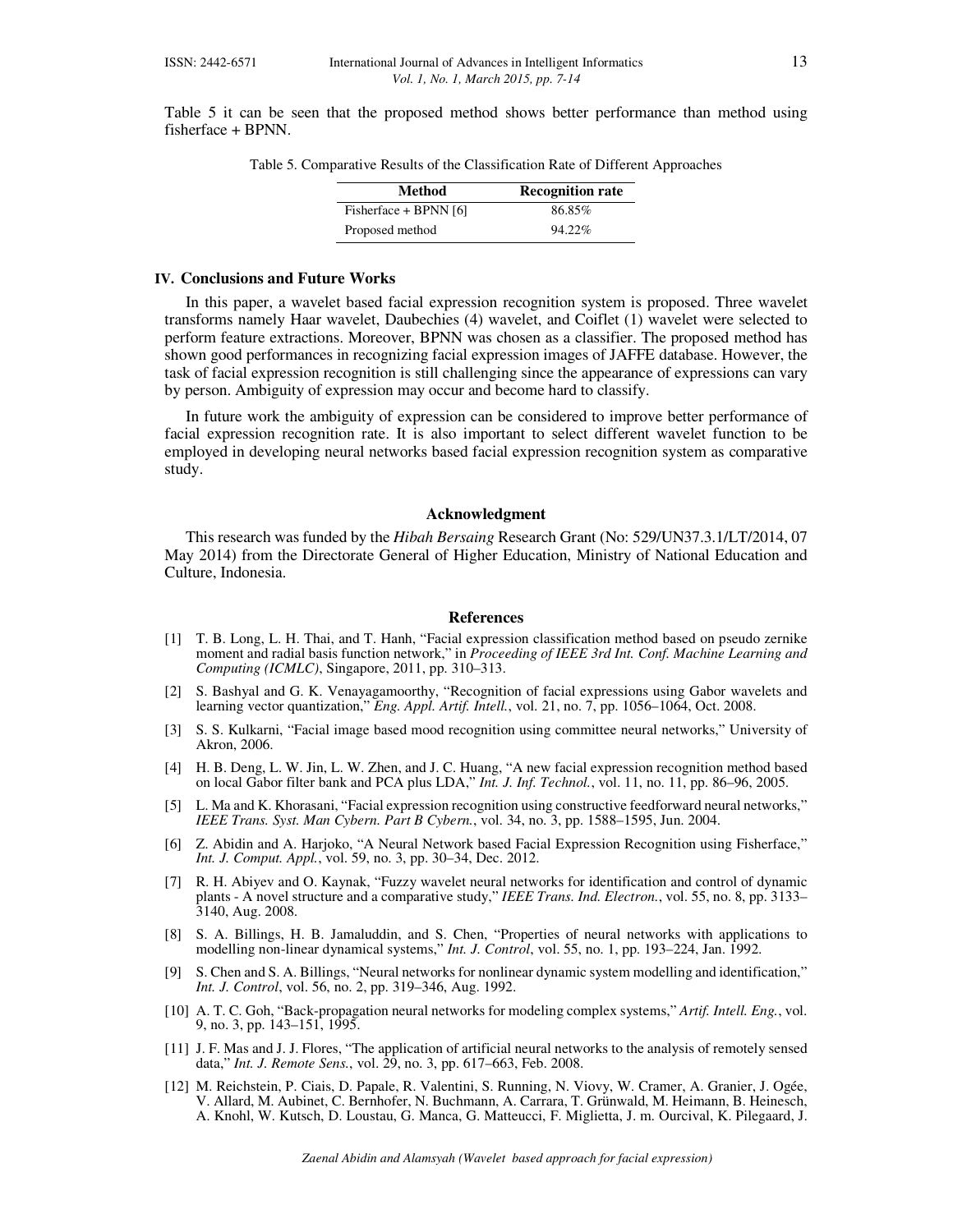Table 5 it can be seen that the proposed method shows better performance than method using fisherface + BPNN.

Table 5. Comparative Results of the Classification Rate of Different Approaches

| Method | Recognition rate |
|---|---|
| Fisherface + BPNN [6] | 86.85% |
| Proposed method | 94.22% |

## IV. Conclusions and Future Works

In this paper, a wavelet based facial expression recognition system is proposed. Three wavelet transforms namely Haar wavelet, Daubechies (4) wavelet, and Coiflet (1) wavelet were selected to perform feature extractions. Moreover, BPNN was chosen as a classifier. The proposed method has shown good performances in recognizing facial expression images of JAFFE database. However, the task of facial expression recognition is still challenging since the appearance of expressions can vary by person. Ambiguity of expression may occur and become hard to classify.

In future work the ambiguity of expression can be considered to improve better performance of facial expression recognition rate. It is also important to select different wavelet function to be employed in developing neural networks based facial expression recognition system as comparative study.

## Acknowledgment

This research was funded by the *Hibah Bersaing* Research Grant (No: 529/UN37.3.1/LT/2014, 07 May 2014) from the Directorate General of Higher Education, Ministry of National Education and Culture, Indonesia.

## References

[1] T. B. Long, L. H. Thai, and T. Hanh, "Facial expression classification method based on pseudo zernike moment and radial basis function network," in *Proceeding of IEEE 3rd Int. Conf. Machine Learning and Computing (ICMLC)*, Singapore, 2011, pp. 310–313.

[2] S. Bashyal and G. K. Venayagamoorthy, "Recognition of facial expressions using Gabor wavelets and learning vector quantization," *Eng. Appl. Artif. Intell.*, vol. 21, no. 7, pp. 1056–1064, Oct. 2008.

[3] S. S. Kulkarni, "Facial image based mood recognition using committee neural networks," University of Akron, 2006.

[4] H. B. Deng, L. W. Jin, L. W. Zhen, and J. C. Huang, "A new facial expression recognition method based on local Gabor filter bank and PCA plus LDA," *Int. J. Inf. Technol.*, vol. 11, no. 11, pp. 86–96, 2005.

[5] L. Ma and K. Khorasani, "Facial expression recognition using constructive feedforward neural networks," *IEEE Trans. Syst. Man Cybern. Part B Cybern.*, vol. 34, no. 3, pp. 1588–1595, Jun. 2004.

[6] Z. Abidin and A. Harjoko, "A Neural Network based Facial Expression Recognition using Fisherface," *Int. J. Comput. Appl.*, vol. 59, no. 3, pp. 30–34, Dec. 2012.

[7] R. H. Abiyev and O. Kaynak, "Fuzzy wavelet neural networks for identification and control of dynamic plants - A novel structure and a comparative study," *IEEE Trans. Ind. Electron.*, vol. 55, no. 8, pp. 3133–3140, Aug. 2008.

[8] S. A. Billings, H. B. Jamaluddin, and S. Chen, "Properties of neural networks with applications to modelling non-linear dynamical systems," *Int. J. Control*, vol. 55, no. 1, pp. 193–224, Jan. 1992.

[9] S. Chen and S. A. Billings, "Neural networks for nonlinear dynamic system modelling and identification," *Int. J. Control*, vol. 56, no. 2, pp. 319–346, Aug. 1992.

[10] A. T. C. Goh, "Back-propagation neural networks for modeling complex systems," *Artif. Intell. Eng.*, vol. 9, no. 3, pp. 143–151, 1995.

[11] J. F. Mas and J. J. Flores, "The application of artificial neural networks to the analysis of remotely sensed data," *Int. J. Remote Sens.*, vol. 29, no. 3, pp. 617–663, Feb. 2008.

[12] M. Reichstein, P. Ciais, D. Papale, R. Valentini, S. Running, N. Viovy, W. Cramer, A. Granier, J. Ogée, V. Allard, M. Aubinet, C. Bernhofer, N. Buchmann, A. Carrara, T. Grünwald, M. Heimann, B. Heinesch, A. Knohl, W. Kutsch, D. Loustau, G. Manca, G. Matteucci, F. Miglietta, J. m. Ourcival, K. Pilegaard, J.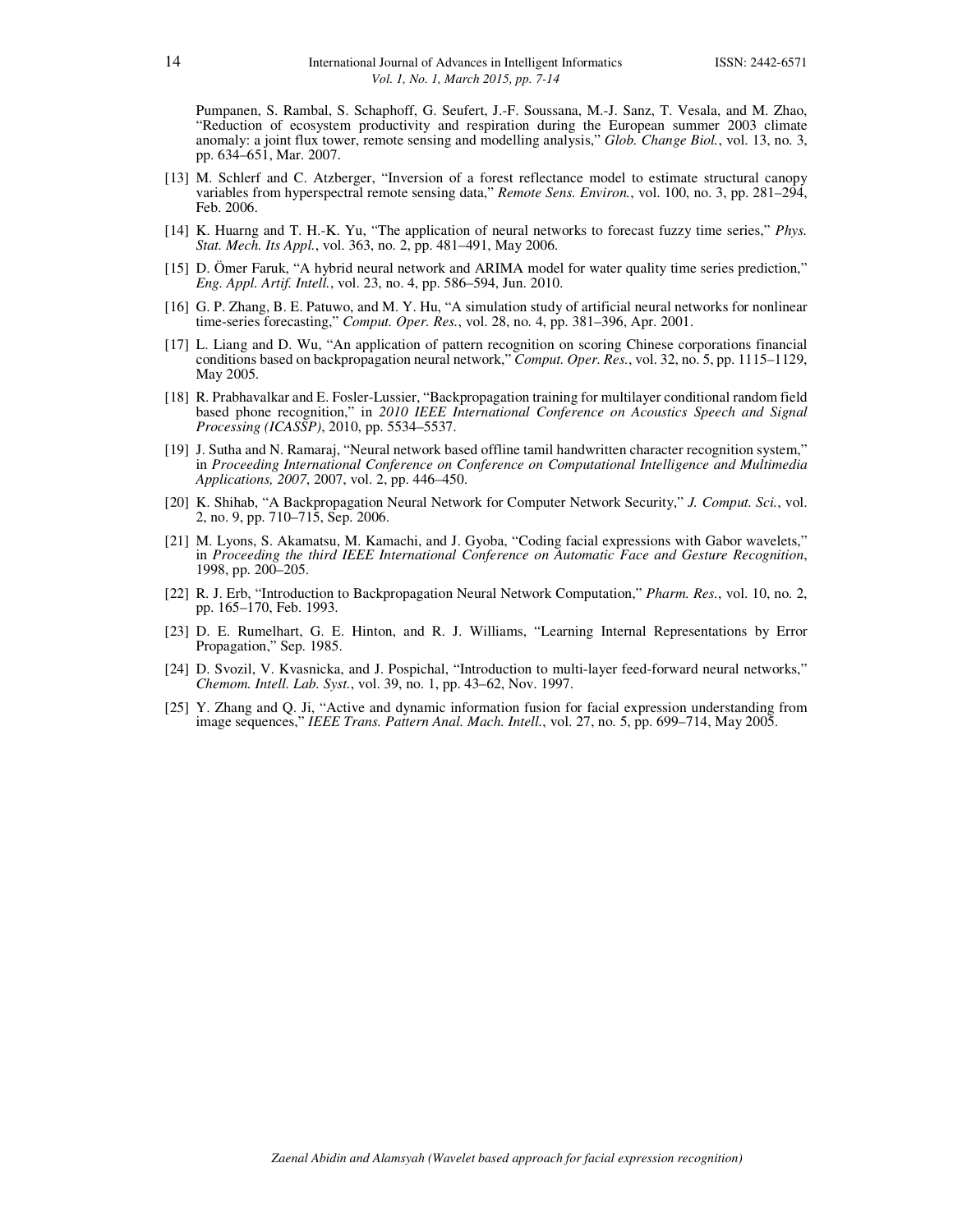Pumpanen, S. Rambal, S. Schaphoff, G. Seufert, J.-F. Soussana, M.-J. Sanz, T. Vesala, and M. Zhao, "Reduction of ecosystem productivity and respiration during the European summer 2003 climate anomaly: a joint flux tower, remote sensing and modelling analysis," *Glob. Change Biol.*, vol. 13, no. 3, pp. 634–651, Mar. 2007.

[13] M. Schlerf and C. Atzberger, "Inversion of a forest reflectance model to estimate structural canopy variables from hyperspectral remote sensing data," *Remote Sens. Environ.*, vol. 100, no. 3, pp. 281–294, Feb. 2006.

[14] K. Huarng and T. H.-K. Yu, "The application of neural networks to forecast fuzzy time series," *Phys. Stat. Mech. Its Appl.*, vol. 363, no. 2, pp. 481–491, May 2006.

[15] D. Ömer Faruk, "A hybrid neural network and ARIMA model for water quality time series prediction," *Eng. Appl. Artif. Intell.*, vol. 23, no. 4, pp. 586–594, Jun. 2010.

[16] G. P. Zhang, B. E. Patuwo, and M. Y. Hu, "A simulation study of artificial neural networks for nonlinear time-series forecasting," *Comput. Oper. Res.*, vol. 28, no. 4, pp. 381–396, Apr. 2001.

[17] L. Liang and D. Wu, "An application of pattern recognition on scoring Chinese corporations financial conditions based on backpropagation neural network," *Comput. Oper. Res.*, vol. 32, no. 5, pp. 1115–1129, May 2005.

[18] R. Prabhavalkar and E. Fosler-Lussier, "Backpropagation training for multilayer conditional random field based phone recognition," in *2010 IEEE International Conference on Acoustics Speech and Signal Processing (ICASSP)*, 2010, pp. 5534–5537.

[19] J. Sutha and N. Ramaraj, "Neural network based offline tamil handwritten character recognition system," in *Proceeding International Conference on Conference on Computational Intelligence and Multimedia Applications, 2007*, 2007, vol. 2, pp. 446–450.

[20] K. Shihab, "A Backpropagation Neural Network for Computer Network Security," *J. Comput. Sci.*, vol. 2, no. 9, pp. 710–715, Sep. 2006.

[21] M. Lyons, S. Akamatsu, M. Kamachi, and J. Gyoba, "Coding facial expressions with Gabor wavelets," in *Proceeding the third IEEE International Conference on Automatic Face and Gesture Recognition*, 1998, pp. 200–205.

[22] R. J. Erb, "Introduction to Backpropagation Neural Network Computation," *Pharm. Res.*, vol. 10, no. 2, pp. 165–170, Feb. 1993.

[23] D. E. Rumelhart, G. E. Hinton, and R. J. Williams, "Learning Internal Representations by Error Propagation," Sep. 1985.

[24] D. Svozil, V. Kvasnicka, and J. Pospichal, "Introduction to multi-layer feed-forward neural networks," *Chemom. Intell. Lab. Syst.*, vol. 39, no. 1, pp. 43–62, Nov. 1997.

[25] Y. Zhang and Q. Ji, "Active and dynamic information fusion for facial expression understanding from image sequences," *IEEE Trans. Pattern Anal. Mach. Intell.*, vol. 27, no. 5, pp. 699–714, May 2005.